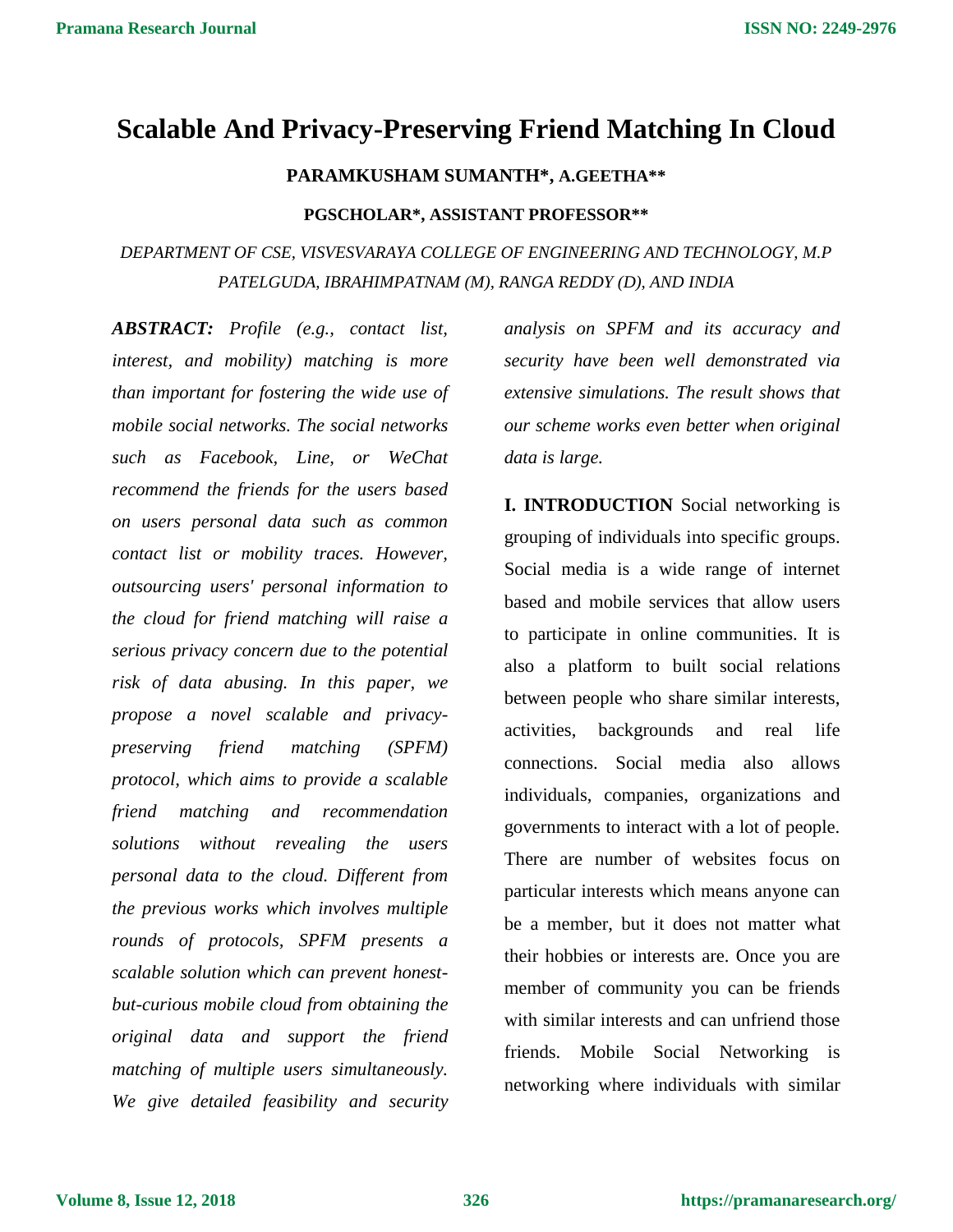# Scalable And Privacy-Preserving Friend Matching In Cloud

**PARAMKUSHAM SUMANTH*, A.GEETHA****

**PGSCHOLAR*, ASSISTANT PROFESSOR****

*DEPARTMENT OF CSE, VISVESVARAYA COLLEGE OF ENGINEERING AND TECHNOLOGY, M.P PATELGUDA, IBRAHIMPATNAM (M), RANGA REDDY (D), AND INDIA*

***ABSTRACT:*** *Profile (e.g., contact list, interest, and mobility) matching is more than important for fostering the wide use of mobile social networks. The social networks such as Facebook, Line, or WeChat recommend the friends for the users based on users personal data such as common contact list or mobility traces. However, outsourcing users' personal information to the cloud for friend matching will raise a serious privacy concern due to the potential risk of data abusing. In this paper, we propose a novel scalable and privacy-preserving friend matching (SPFM) protocol, which aims to provide a scalable friend matching and recommendation solutions without revealing the users personal data to the cloud. Different from the previous works which involves multiple rounds of protocols, SPFM presents a scalable solution which can prevent honest-but-curious mobile cloud from obtaining the original data and support the friend matching of multiple users simultaneously. We give detailed feasibility and security analysis on SPFM and its accuracy and security have been well demonstrated via extensive simulations. The result shows that our scheme works even better when original data is large.*

**I. INTRODUCTION** Social networking is grouping of individuals into specific groups. Social media is a wide range of internet based and mobile services that allow users to participate in online communities. It is also a platform to built social relations between people who share similar interests, activities, backgrounds and real life connections. Social media also allows individuals, companies, organizations and governments to interact with a lot of people. There are number of websites focus on particular interests which means anyone can be a member, but it does not matter what their hobbies or interests are. Once you are member of community you can be friends with similar interests and can unfriend those friends. Mobile Social Networking is networking where individuals with similar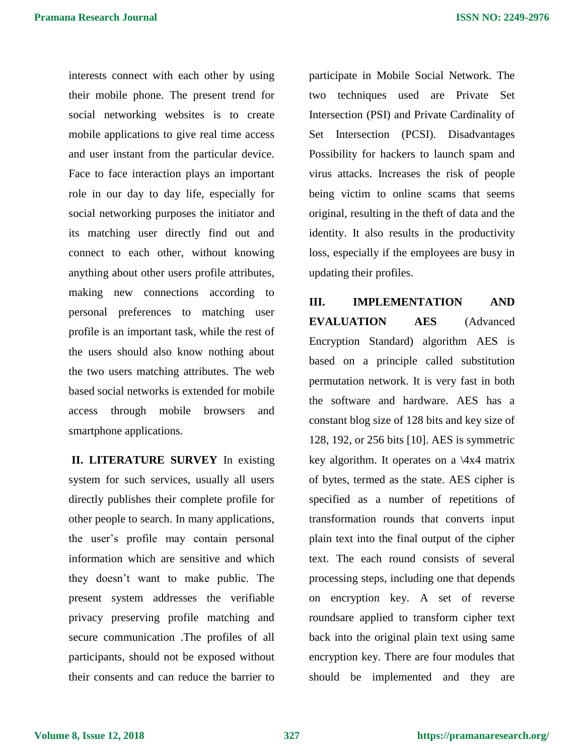interests connect with each other by using their mobile phone. The present trend for social networking websites is to create mobile applications to give real time access and user instant from the particular device. Face to face interaction plays an important role in our day to day life, especially for social networking purposes the initiator and its matching user directly find out and connect to each other, without knowing anything about other users profile attributes, making new connections according to personal preferences to matching user profile is an important task, while the rest of the users should also know nothing about the two users matching attributes. The web based social networks is extended for mobile access through mobile browsers and smartphone applications.

**II. LITERATURE SURVEY** In existing system for such services, usually all users directly publishes their complete profile for other people to search. In many applications, the user's profile may contain personal information which are sensitive and which they doesn't want to make public. The present system addresses the verifiable privacy preserving profile matching and secure communication .The profiles of all participants, should not be exposed without their consents and can reduce the barrier to participate in Mobile Social Network. The two techniques used are Private Set Intersection (PSI) and Private Cardinality of Set Intersection (PCSI). Disadvantages Possibility for hackers to launch spam and virus attacks. Increases the risk of people being victim to online scams that seems original, resulting in the theft of data and the identity. It also results in the productivity loss, especially if the employees are busy in updating their profiles.

**III. IMPLEMENTATION AND EVALUATION AES** (Advanced Encryption Standard) algorithm AES is based on a principle called substitution permutation network. It is very fast in both the software and hardware. AES has a constant blog size of 128 bits and key size of 128, 192, or 256 bits [10]. AES is symmetric key algorithm. It operates on a \4x4 matrix of bytes, termed as the state. AES cipher is specified as a number of repetitions of transformation rounds that converts input plain text into the final output of the cipher text. The each round consists of several processing steps, including one that depends on encryption key. A set of reverse roundsare applied to transform cipher text back into the original plain text using same encryption key. There are four modules that should be implemented and they are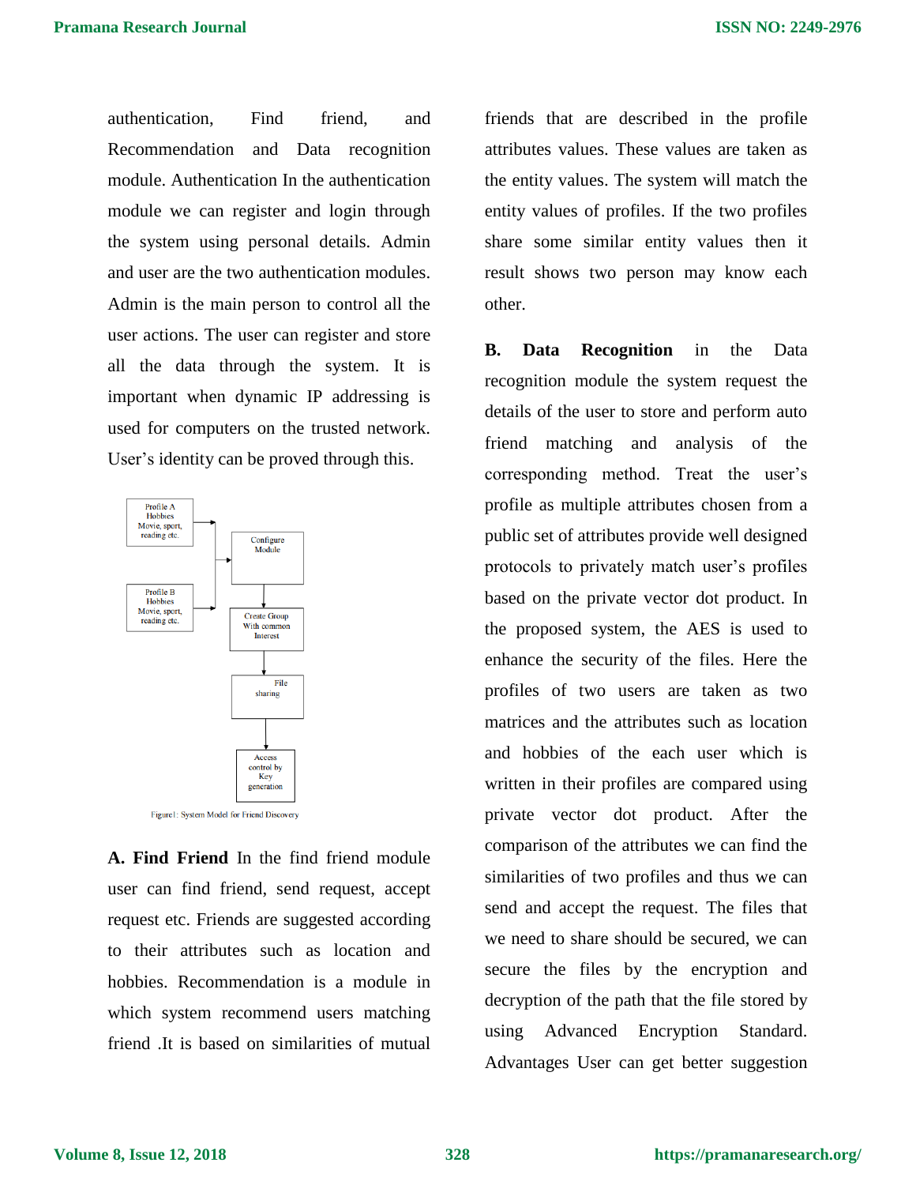authentication, Find friend, and Recommendation and Data recognition module. Authentication In the authentication module we can register and login through the system using personal details. Admin and user are the two authentication modules. Admin is the main person to control all the user actions. The user can register and store all the data through the system. It is important when dynamic IP addressing is used for computers on the trusted network. User's identity can be proved through this.

Profile A Hobbies Movie, sport, reading etc.

Profile B Hobbies Movie, sport, reading etc.

Configure Module

Create Group With common Interest

File sharing

Access control by Key generation

Figure1: System Model for Friend Discovery

**A. Find Friend** In the find friend module user can find friend, send request, accept request etc. Friends are suggested according to their attributes such as location and hobbies. Recommendation is a module in which system recommend users matching friend .It is based on similarities of mutual friends that are described in the profile attributes values. These values are taken as the entity values. The system will match the entity values of profiles. If the two profiles share some similar entity values then it result shows two person may know each other.

**B. Data Recognition** in the Data recognition module the system request the details of the user to store and perform auto friend matching and analysis of the corresponding method. Treat the user's profile as multiple attributes chosen from a public set of attributes provide well designed protocols to privately match user's profiles based on the private vector dot product. In the proposed system, the AES is used to enhance the security of the files. Here the profiles of two users are taken as two matrices and the attributes such as location and hobbies of the each user which is written in their profiles are compared using private vector dot product. After the comparison of the attributes we can find the similarities of two profiles and thus we can send and accept the request. The files that we need to share should be secured, we can secure the files by the encryption and decryption of the path that the file stored by using Advanced Encryption Standard. Advantages User can get better suggestion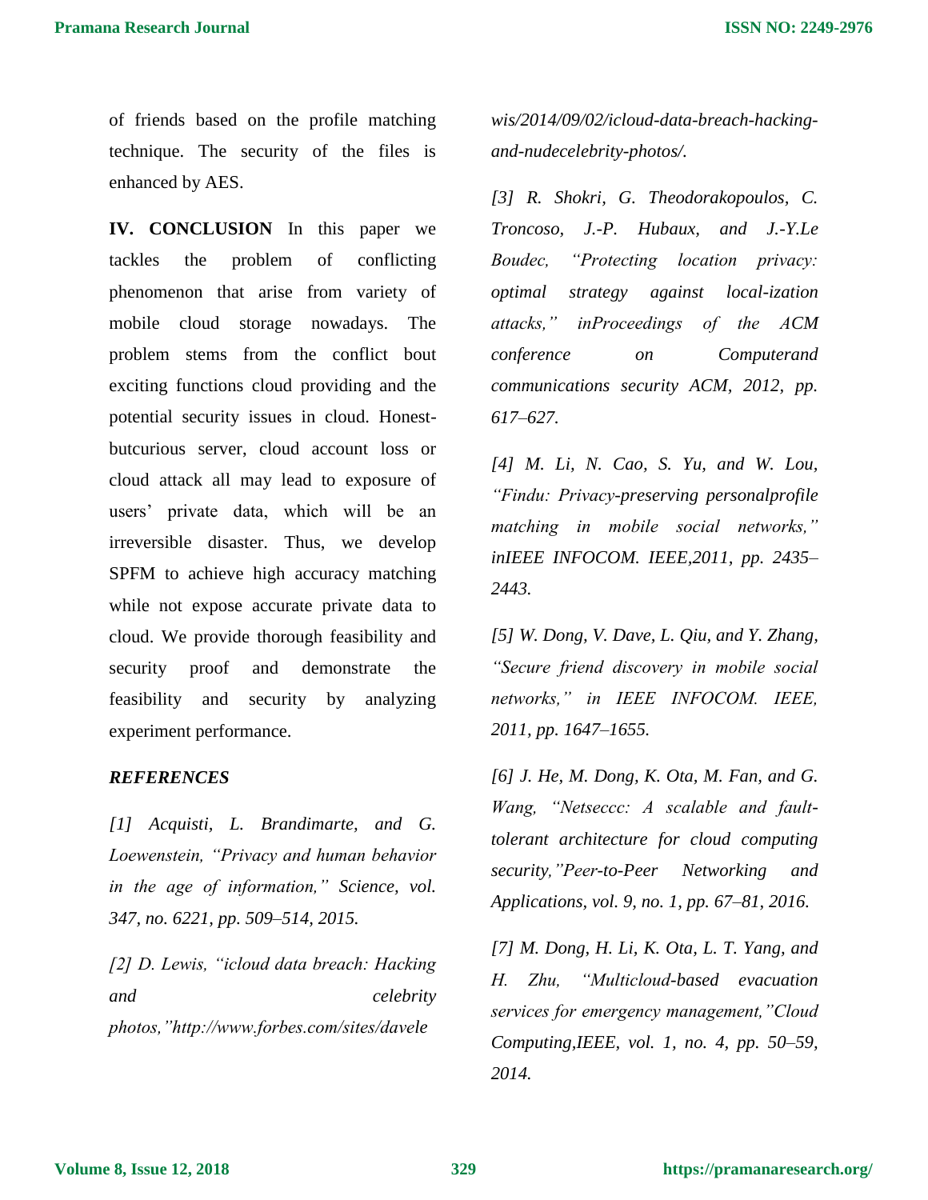of friends based on the profile matching technique. The security of the files is enhanced by AES.

**IV. CONCLUSION** In this paper we tackles the problem of conflicting phenomenon that arise from variety of mobile cloud storage nowadays. The problem stems from the conflict bout exciting functions cloud providing and the potential security issues in cloud. Honest-butcurious server, cloud account loss or cloud attack all may lead to exposure of users' private data, which will be an irreversible disaster. Thus, we develop SPFM to achieve high accuracy matching while not expose accurate private data to cloud. We provide thorough feasibility and security proof and demonstrate the feasibility and security by analyzing experiment performance.

***REFERENCES***

*[1] Acquisti, L. Brandimarte, and G. Loewenstein, "Privacy and human behavior in the age of information," Science, vol. 347, no. 6221, pp. 509–514, 2015.*

*[2] D. Lewis, "icloud data breach: Hacking and celebrity photos,"http://www.forbes.com/sites/davelewis/2014/09/02/icloud-data-breach-hacking-and-nudecelebrity-photos/.*

*[3] R. Shokri, G. Theodorakopoulos, C. Troncoso, J.-P. Hubaux, and J.-Y.Le Boudec, "Protecting location privacy: optimal strategy against local-ization attacks," inProceedings of the ACM conference on Computerand communications security ACM, 2012, pp. 617–627.*

*[4] M. Li, N. Cao, S. Yu, and W. Lou, "Findu: Privacy-preserving personalprofile matching in mobile social networks," inIEEE INFOCOM. IEEE,2011, pp. 2435–2443.*

*[5] W. Dong, V. Dave, L. Qiu, and Y. Zhang, "Secure friend discovery in mobile social networks," in IEEE INFOCOM. IEEE, 2011, pp. 1647–1655.*

*[6] J. He, M. Dong, K. Ota, M. Fan, and G. Wang, "Netseccc: A scalable and fault-tolerant architecture for cloud computing security,"Peer-to-Peer Networking and Applications, vol. 9, no. 1, pp. 67–81, 2016.*

*[7] M. Dong, H. Li, K. Ota, L. T. Yang, and H. Zhu, "Multicloud-based evacuation services for emergency management,"Cloud Computing,IEEE, vol. 1, no. 4, pp. 50–59, 2014.*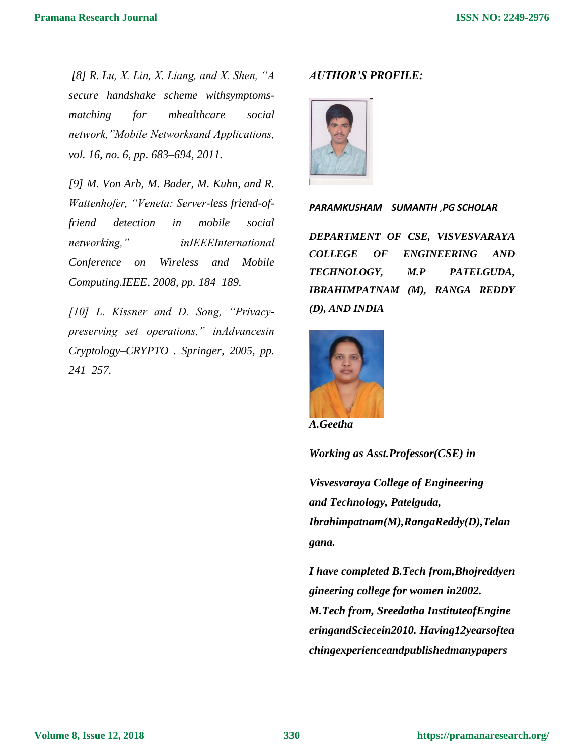*[8] R. Lu, X. Lin, X. Liang, and X. Shen, "A secure handshake scheme withsymptoms-matching for mhealthcare social network,"Mobile Networksand Applications, vol. 16, no. 6, pp. 683–694, 2011.*

*[9] M. Von Arb, M. Bader, M. Kuhn, and R. Wattenhofer, "Veneta: Server-less friend-of-friend detection in mobile social networking," inIEEEInternational Conference on Wireless and Mobile Computing.IEEE, 2008, pp. 184–189.*

*[10] L. Kissner and D. Song, "Privacy-preserving set operations," inAdvancesin Cryptology–CRYPTO . Springer, 2005, pp. 241–257.*

## *AUTHOR'S PROFILE:*

***PARAMKUSHAM SUMANTH ,PG SCHOLAR***

***DEPARTMENT OF CSE, VISVESVARAYA COLLEGE OF ENGINEERING AND TECHNOLOGY, M.P PATELGUDA, IBRAHIMPATNAM (M), RANGA REDDY (D), AND INDIA***

***A.Geetha***

***Working as Asst.Professor(CSE) in***

***Visvesvaraya College of Engineering and Technology, Patelguda, Ibrahimpatnam(M),RangaReddy(D),Telangana.***

***I have completed B.Tech from,Bhojreddyengineering college for women in2002. M.Tech from, Sreedatha InstituteofEngineeringandSciecein2010. Having12yearsofteachingexperienceandpublishedmanypapers***